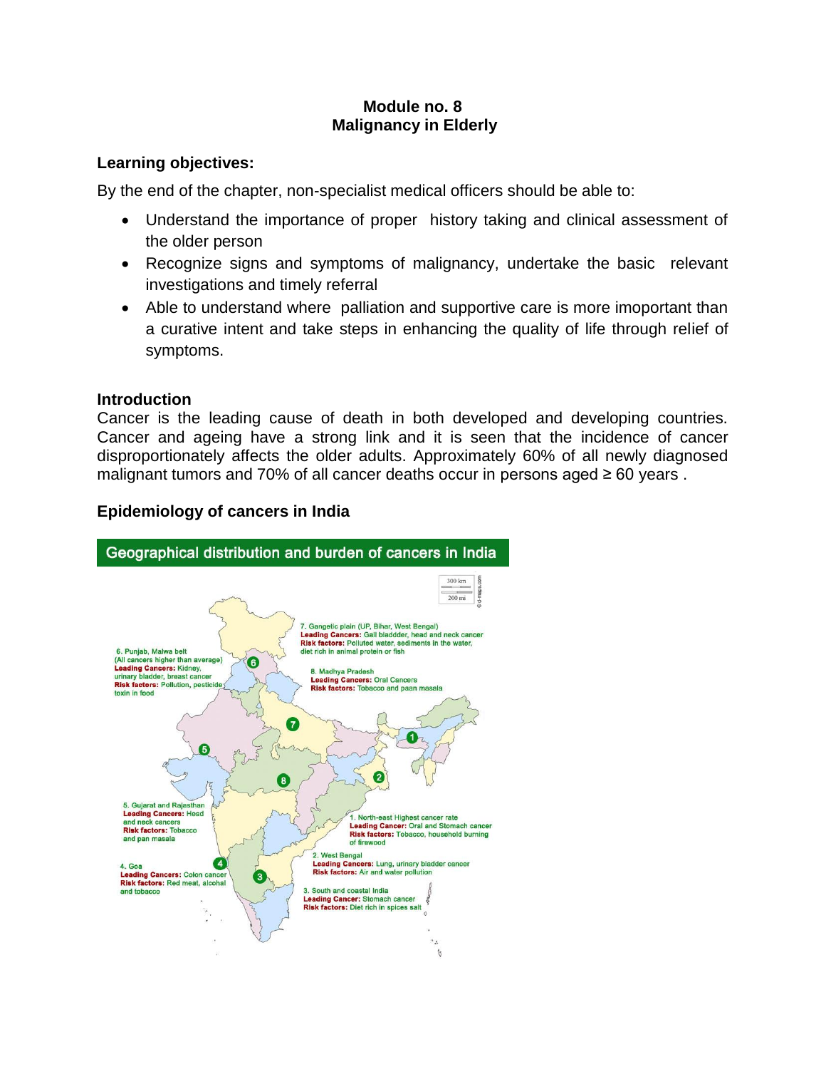**Module no. 8**
**Malignancy in Elderly**

## Learning objectives:

By the end of the chapter, non-specialist medical officers should be able to:

- Understand the importance of proper history taking and clinical assessment of the older person
- Recognize signs and symptoms of malignancy, undertake the basic relevant investigations and timely referral
- Able to understand where palliation and supportive care is more imoportant than a curative intent and take steps in enhancing the quality of life through relief of symptoms.

## Introduction

Cancer is the leading cause of death in both developed and developing countries. Cancer and ageing have a strong link and it is seen that the incidence of cancer disproportionately affects the older adults. Approximately 60% of all newly diagnosed malignant tumors and 70% of all cancer deaths occur in persons aged ≥ 60 years .

## Epidemiology of cancers in India

**Geographical distribution and burden of cancers in India**

1. North-east Highest cancer rate
**Leading Cancer:** Oral and Stomach cancer
**Risk factors:** Tobacco, household burning of firewood

2. West Bengal
**Leading Cancers:** Lung, urinary bladder cancer
**Risk factors:** Air and water pollution

3. South and coastal India
**Leading Cancer:** Stomach cancer
**Risk factors:** Diet rich in spices salt

4. Goa
**Leading Cancers:** Colon cancer
**Risk factors:** Red meat, alcohal and tobacco

5. Gujarat and Rajasthan
**Leading Cancers:** Head and neck cancers
**Risk factors:** Tobacco and pan masala

6. Punjab, Malwa belt
(All cancers higher than average)
**Leading Cancers:** Kidney, urinary bladder, breast cancer
**Risk factors:** Pollution, pesticide toxin in food

7. Gangetic plain (UP, Bihar, West Bengal)
**Leading Cancers:** Gall bladdder, head and neck cancer
**Risk factors:** Polluted water, sediments in the water, diet rich in animal protein or fish

8. Madhya Pradesh
**Leading Cancers:** Oral Cancers
**Risk factors:** Tobacco and paan masala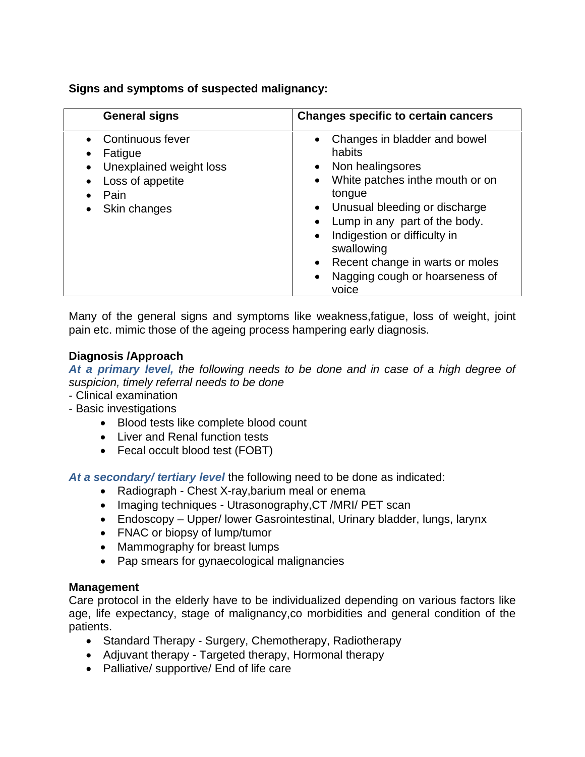**Signs and symptoms of suspected malignancy:**

| General signs | Changes specific to certain cancers |
| --- | --- |
| • Continuous fever<br>• Fatigue<br>• Unexplained weight loss<br>• Loss of appetite<br>• Pain<br>• Skin changes | • Changes in bladder and bowel habits<br>• Non healingsores<br>• White patches inthe mouth or on tongue<br>• Unusual bleeding or discharge<br>• Lump in any part of the body.<br>• Indigestion or difficulty in swallowing<br>• Recent change in warts or moles<br>• Nagging cough or hoarseness of voice |

Many of the general signs and symptoms like weakness,fatigue, loss of weight, joint pain etc. mimic those of the ageing process hampering early diagnosis.

**Diagnosis /Approach**

***At a primary level,*** *the following needs to be done and in case of a high degree of suspicion, timely referral needs to be done*

- Clinical examination
- Basic investigations
  - Blood tests like complete blood count
  - Liver and Renal function tests
  - Fecal occult blood test (FOBT)

***At a secondary/ tertiary level*** the following need to be done as indicated:

- Radiograph - Chest X-ray,barium meal or enema
- Imaging techniques - Utrasonography,CT /MRI/ PET scan
- Endoscopy – Upper/ lower Gasrointestinal, Urinary bladder, lungs, larynx
- FNAC or biopsy of lump/tumor
- Mammography for breast lumps
- Pap smears for gynaecological malignancies

**Management**

Care protocol in the elderly have to be individualized depending on various factors like age, life expectancy, stage of malignancy,co morbidities and general condition of the patients.

- Standard Therapy - Surgery, Chemotherapy, Radiotherapy
- Adjuvant therapy - Targeted therapy, Hormonal therapy
- Palliative/ supportive/ End of life care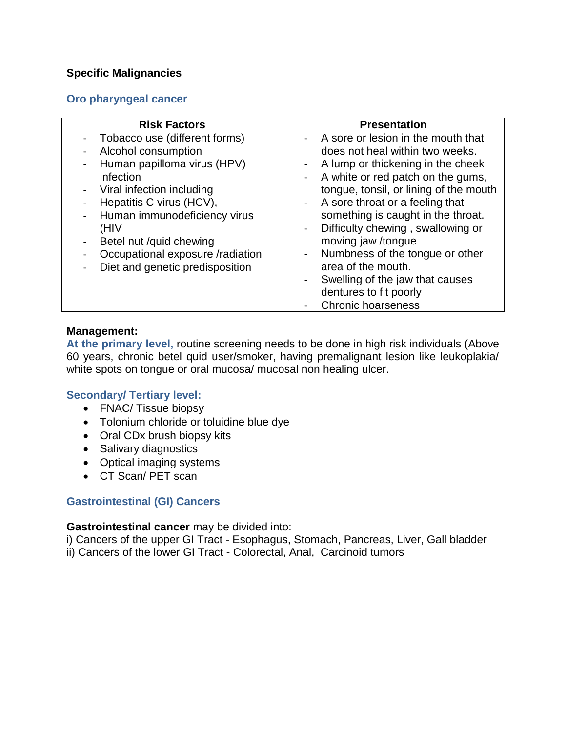## Specific Malignancies

### Oro pharyngeal cancer

| Risk Factors | Presentation |
|---|---|
| - Tobacco use (different forms)<br>- Alcohol consumption<br>- Human papilloma virus (HPV) infection<br>- Viral infection including<br>- Hepatitis C virus (HCV),<br>- Human immunodeficiency virus (HIV<br>- Betel nut /quid chewing<br>- Occupational exposure /radiation<br>- Diet and genetic predisposition | - A sore or lesion in the mouth that does not heal within two weeks.<br>- A lump or thickening in the cheek<br>- A white or red patch on the gums, tongue, tonsil, or lining of the mouth<br>- A sore throat or a feeling that something is caught in the throat.<br>- Difficulty chewing , swallowing or moving jaw /tongue<br>- Numbness of the tongue or other area of the mouth.<br>- Swelling of the jaw that causes dentures to fit poorly<br>- Chronic hoarseness |

**Management:**

**At the primary level,** routine screening needs to be done in high risk individuals (Above 60 years, chronic betel quid user/smoker, having premalignant lesion like leukoplakia/ white spots on tongue or oral mucosa/ mucosal non healing ulcer.

**Secondary/ Tertiary level:**

- FNAC/ Tissue biopsy
- Tolonium chloride or toluidine blue dye
- Oral CDx brush biopsy kits
- Salivary diagnostics
- Optical imaging systems
- CT Scan/ PET scan

### Gastrointestinal (GI) Cancers

**Gastrointestinal cancer** may be divided into:

i) Cancers of the upper GI Tract - Esophagus, Stomach, Pancreas, Liver, Gall bladder
ii) Cancers of the lower GI Tract - Colorectal, Anal, Carcinoid tumors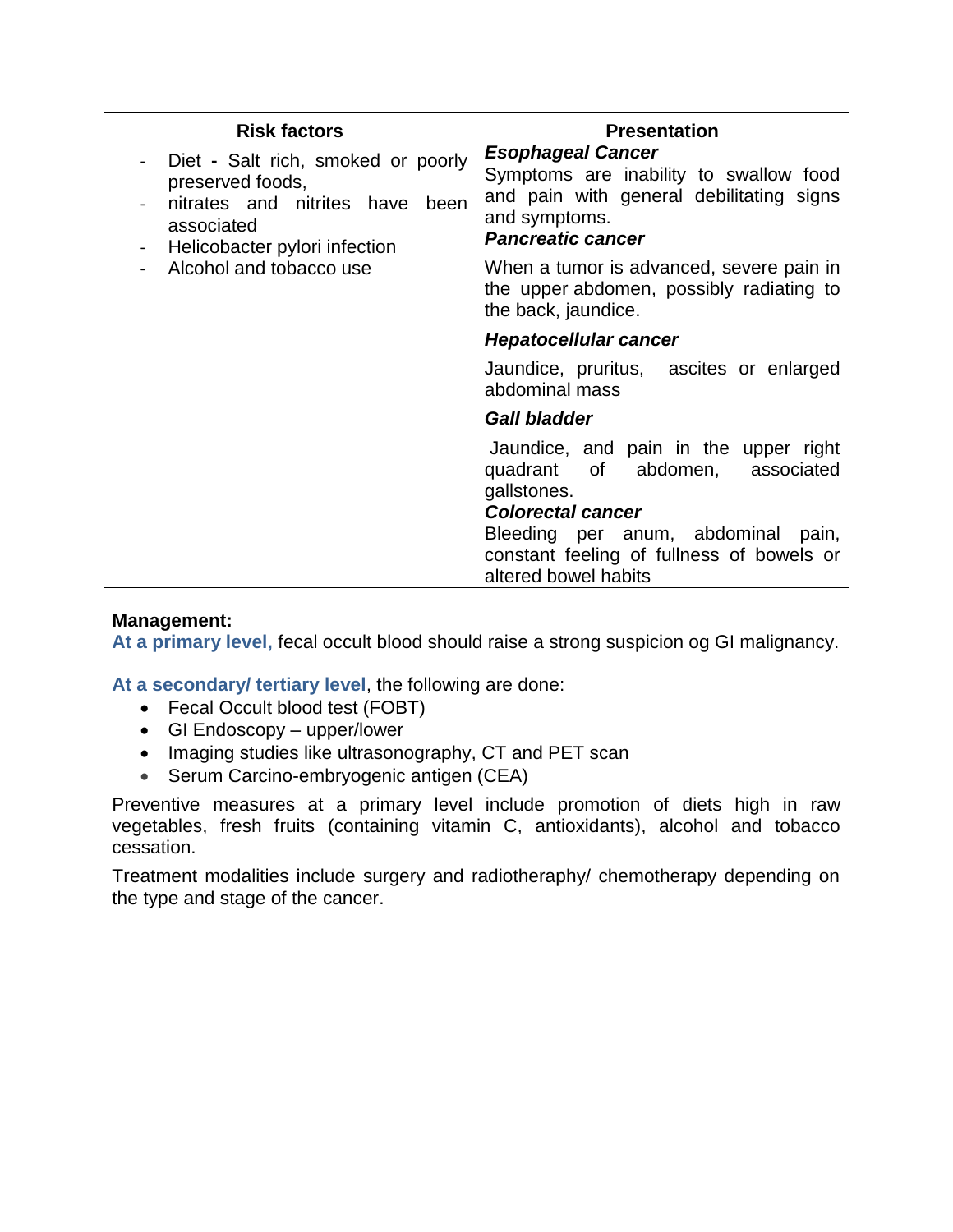| Risk factors | Presentation |
|---|---|
| - Diet **-** Salt rich, smoked or poorly preserved foods,<br>- nitrates and nitrites have been associated<br>- Helicobacter pylori infection<br>- Alcohol and tobacco use | ***Esophageal Cancer***<br>Symptoms are inability to swallow food and pain with general debilitating signs and symptoms.<br>***Pancreatic cancer***<br>When a tumor is advanced, severe pain in the upper abdomen, possibly radiating to the back, jaundice.<br>***Hepatocellular cancer***<br>Jaundice, pruritus, ascites or enlarged abdominal mass<br>***Gall bladder***<br>Jaundice, and pain in the upper right quadrant of abdomen, associated gallstones.<br>***Colorectal cancer***<br>Bleeding per anum, abdominal pain, constant feeling of fullness of bowels or altered bowel habits |

**Management:**

**At a primary level,** fecal occult blood should raise a strong suspicion og GI malignancy.

**At a secondary/ tertiary level**, the following are done:

- Fecal Occult blood test (FOBT)
- GI Endoscopy – upper/lower
- Imaging studies like ultrasonography, CT and PET scan
- Serum Carcino-embryogenic antigen (CEA)

Preventive measures at a primary level include promotion of diets high in raw vegetables, fresh fruits (containing vitamin C, antioxidants), alcohol and tobacco cessation.

Treatment modalities include surgery and radiotheraphy/ chemotherapy depending on the type and stage of the cancer.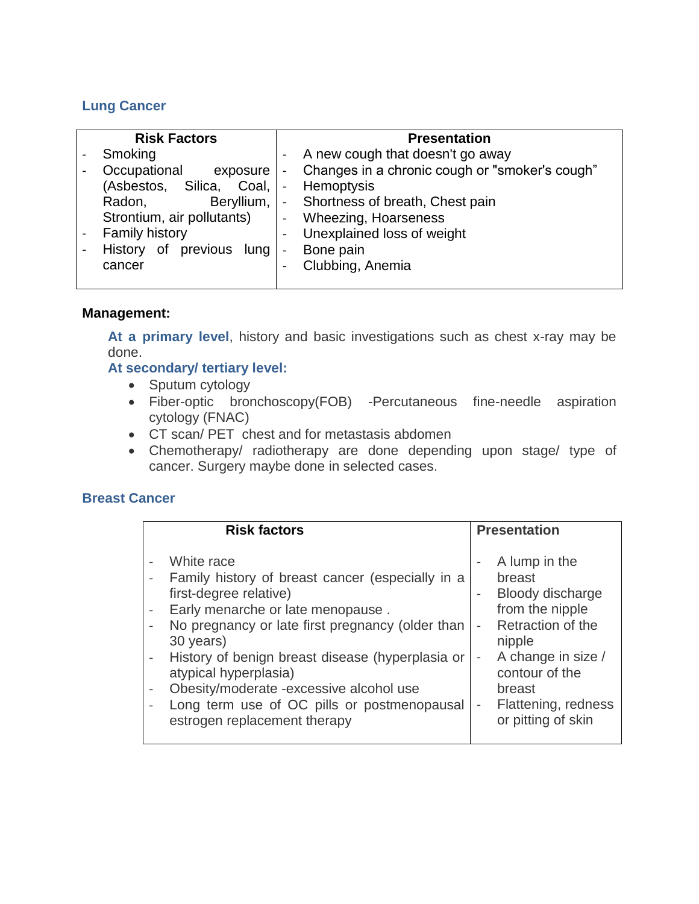## Lung Cancer

| Risk Factors | Presentation |
|---|---|
| - Smoking<br>- Occupational exposure (Asbestos, Silica, Coal, Radon, Beryllium, Strontium, air pollutants)<br>- Family history<br>- History of previous lung cancer | - A new cough that doesn't go away<br>- Changes in a chronic cough or "smoker's cough"<br>- Hemoptysis<br>- Shortness of breath, Chest pain<br>- Wheezing, Hoarseness<br>- Unexplained loss of weight<br>- Bone pain<br>- Clubbing, Anemia |

**Management:**

**At a primary level**, history and basic investigations such as chest x-ray may be done.

**At secondary/ tertiary level:**

- Sputum cytology
- Fiber-optic bronchoscopy(FOB) -Percutaneous fine-needle aspiration cytology (FNAC)
- CT scan/ PET chest and for metastasis abdomen
- Chemotherapy/ radiotherapy are done depending upon stage/ type of cancer. Surgery maybe done in selected cases.

## Breast Cancer

| Risk factors | Presentation |
|---|---|
| - White race<br>- Family history of breast cancer (especially in a first-degree relative)<br>- Early menarche or late menopause .<br>- No pregnancy or late first pregnancy (older than 30 years)<br>- History of benign breast disease (hyperplasia or atypical hyperplasia)<br>- Obesity/moderate -excessive alcohol use<br>- Long term use of OC pills or postmenopausal estrogen replacement therapy | - A lump in the breast<br>- Bloody discharge from the nipple<br>- Retraction of the nipple<br>- A change in size / contour of the breast<br>- Flattening, redness or pitting of skin |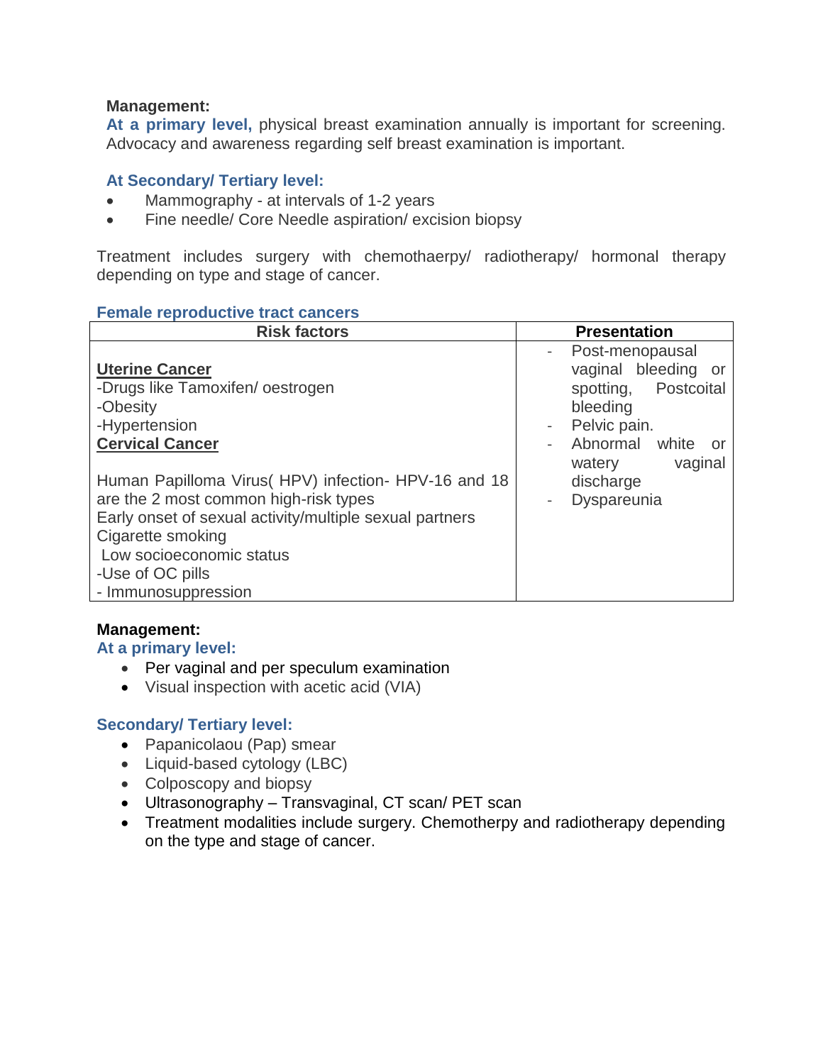**Management:**

**At a primary level,** physical breast examination annually is important for screening. Advocacy and awareness regarding self breast examination is important.

**At Secondary/ Tertiary level:**

- Mammography - at intervals of 1-2 years
- Fine needle/ Core Needle aspiration/ excision biopsy

Treatment includes surgery with chemothaerpy/ radiotherapy/ hormonal therapy depending on type and stage of cancer.

**Female reproductive tract cancers**

| Risk factors | Presentation |
|---|---|
| <u>**Uterine Cancer**</u><br>-Drugs like Tamoxifen/ oestrogen<br>-Obesity<br>-Hypertension<br><u>**Cervical Cancer**</u><br><br>Human Papilloma Virus( HPV) infection- HPV-16 and 18 are the 2 most common high-risk types<br>Early onset of sexual activity/multiple sexual partners<br>Cigarette smoking<br>Low socioeconomic status<br>-Use of OC pills<br>- Immunosuppression | - Post-menopausal vaginal bleeding or spotting, Postcoital bleeding<br>- Pelvic pain.<br>- Abnormal white or watery vaginal discharge<br>- Dyspareunia |

**Management:**

**At a primary level:**

- Per vaginal and per speculum examination
- Visual inspection with acetic acid (VIA)

**Secondary/ Tertiary level:**

- Papanicolaou (Pap) smear
- Liquid-based cytology (LBC)
- Colposcopy and biopsy
- Ultrasonography – Transvaginal, CT scan/ PET scan
- Treatment modalities include surgery. Chemotherpy and radiotherapy depending on the type and stage of cancer.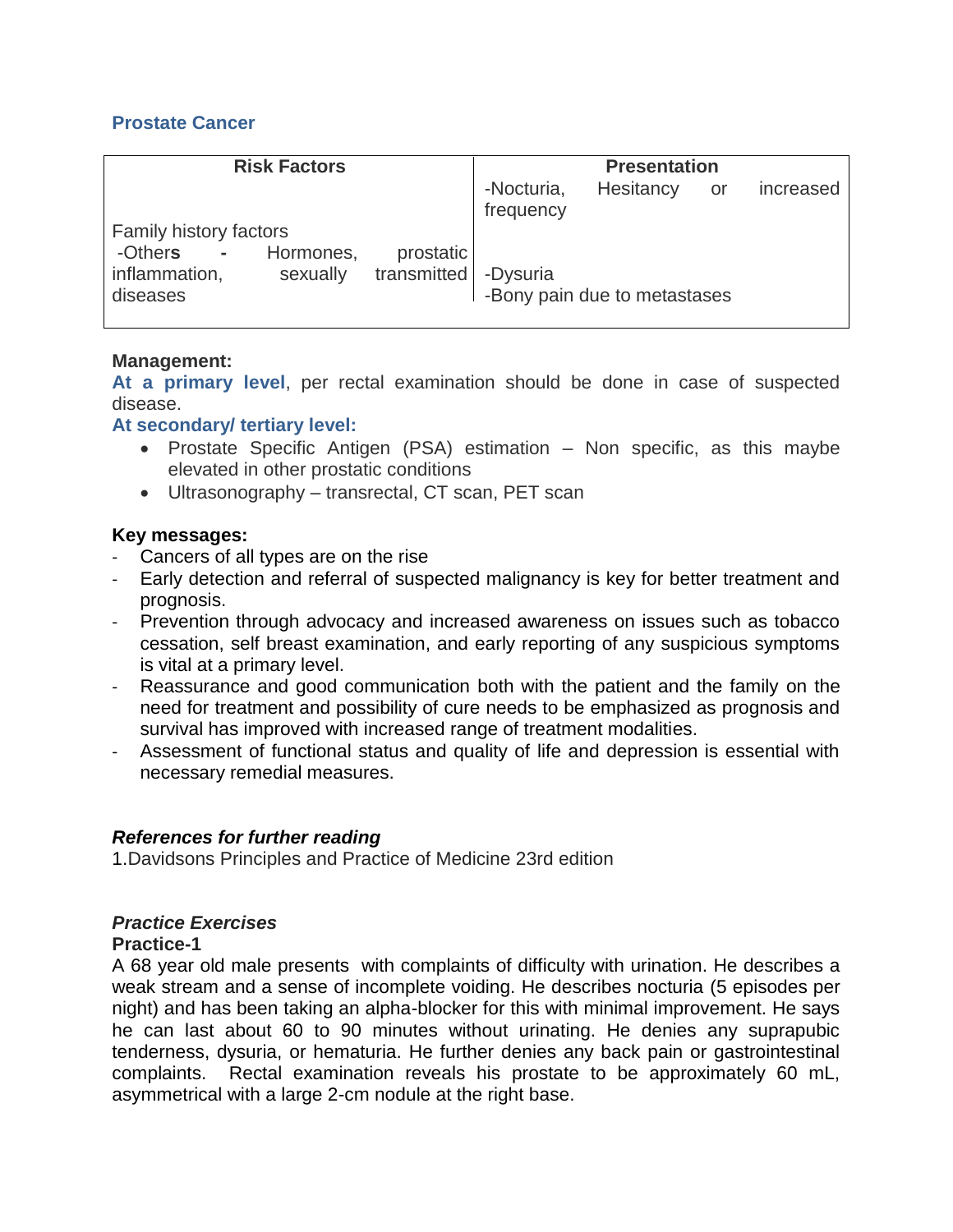## Prostate Cancer

| Risk Factors | Presentation |
| --- | --- |
| Family history factors<br>-Others - Hormones, prostatic inflammation, sexually transmitted diseases | -Nocturia, Hesitancy or increased frequency<br><br>-Dysuria<br>-Bony pain due to metastases |

**Management:**

**At a primary level**, per rectal examination should be done in case of suspected disease.

**At secondary/ tertiary level:**

- Prostate Specific Antigen (PSA) estimation – Non specific, as this maybe elevated in other prostatic conditions
- Ultrasonography – transrectal, CT scan, PET scan

**Key messages:**

- Cancers of all types are on the rise
- Early detection and referral of suspected malignancy is key for better treatment and prognosis.
- Prevention through advocacy and increased awareness on issues such as tobacco cessation, self breast examination, and early reporting of any suspicious symptoms is vital at a primary level.
- Reassurance and good communication both with the patient and the family on the need for treatment and possibility of cure needs to be emphasized as prognosis and survival has improved with increased range of treatment modalities.
- Assessment of functional status and quality of life and depression is essential with necessary remedial measures.

***References for further reading***

1.Davidsons Principles and Practice of Medicine 23rd edition

***Practice Exercises***

**Practice-1**

A 68 year old male presents with complaints of difficulty with urination. He describes a weak stream and a sense of incomplete voiding. He describes nocturia (5 episodes per night) and has been taking an alpha-blocker for this with minimal improvement. He says he can last about 60 to 90 minutes without urinating. He denies any suprapubic tenderness, dysuria, or hematuria. He further denies any back pain or gastrointestinal complaints. Rectal examination reveals his prostate to be approximately 60 mL, asymmetrical with a large 2-cm nodule at the right base.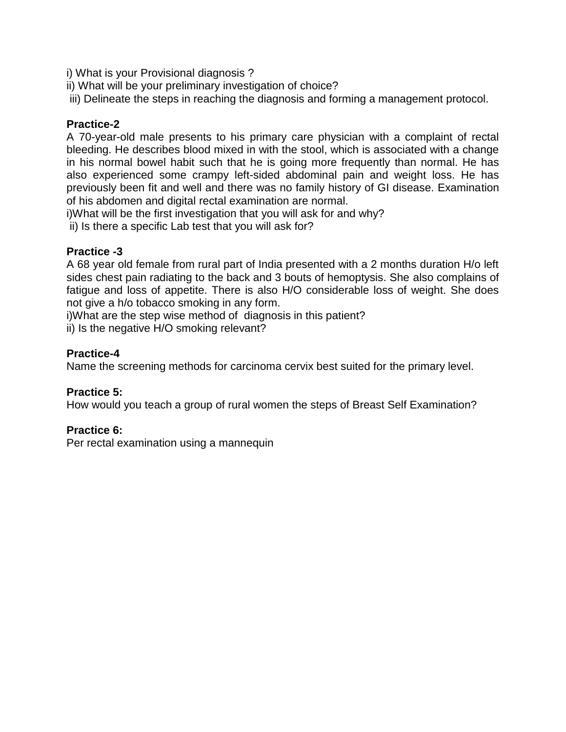i) What is your Provisional diagnosis ?
ii) What will be your preliminary investigation of choice?
iii) Delineate the steps in reaching the diagnosis and forming a management protocol.

**Practice-2**

A 70-year-old male presents to his primary care physician with a complaint of rectal bleeding. He describes blood mixed in with the stool, which is associated with a change in his normal bowel habit such that he is going more frequently than normal. He has also experienced some crampy left-sided abdominal pain and weight loss. He has previously been fit and well and there was no family history of GI disease. Examination of his abdomen and digital rectal examination are normal.

i)What will be the first investigation that you will ask for and why?
ii) Is there a specific Lab test that you will ask for?

**Practice -3**

A 68 year old female from rural part of India presented with a 2 months duration H/o left sides chest pain radiating to the back and 3 bouts of hemoptysis. She also complains of fatigue and loss of appetite. There is also H/O considerable loss of weight. She does not give a h/o tobacco smoking in any form.

i)What are the step wise method of diagnosis in this patient?
ii) Is the negative H/O smoking relevant?

**Practice-4**

Name the screening methods for carcinoma cervix best suited for the primary level.

**Practice 5:**

How would you teach a group of rural women the steps of Breast Self Examination?

**Practice 6:**

Per rectal examination using a mannequin